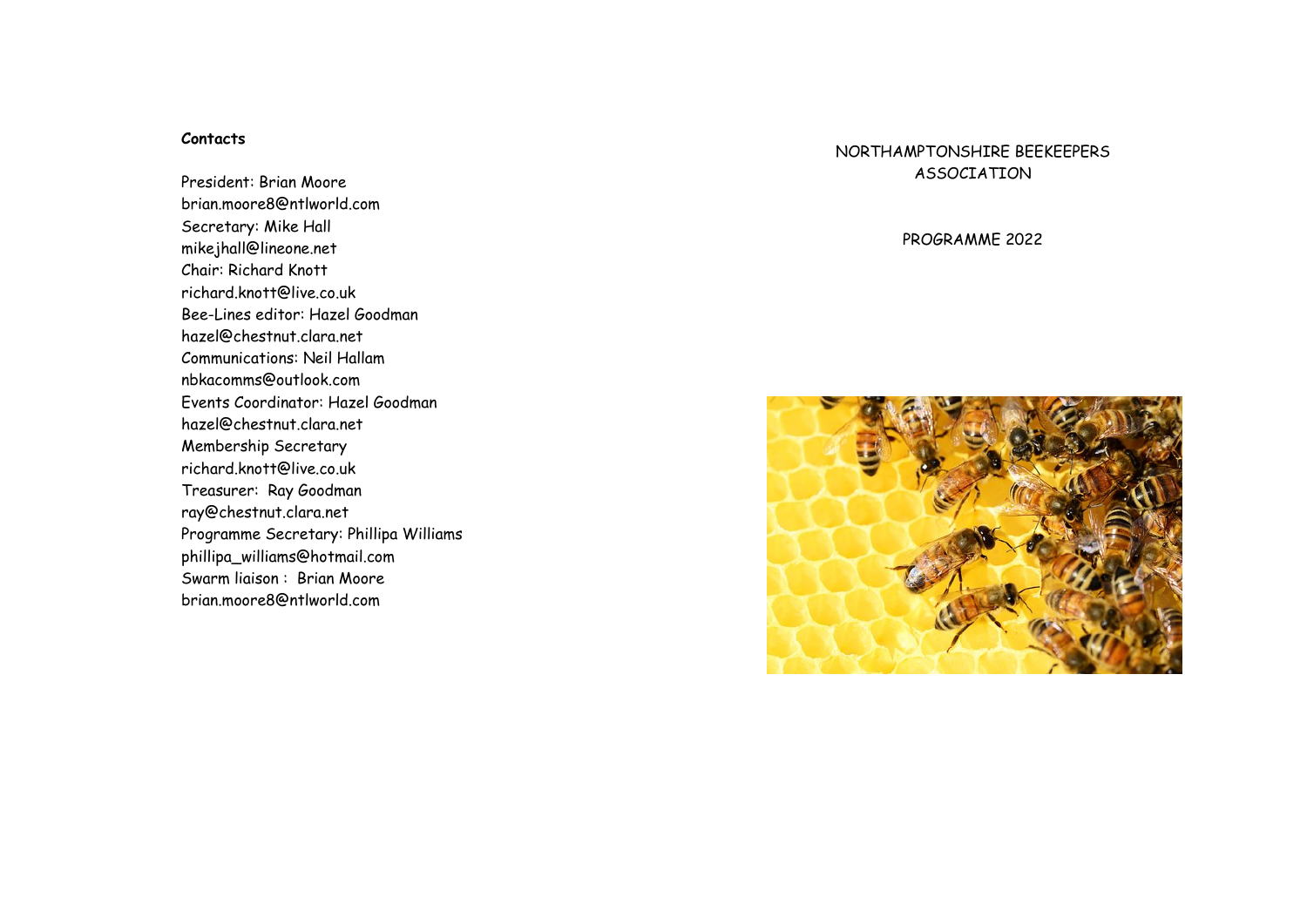**Contacts**

President: Brian Moore
brian.moore8@ntlworld.com
Secretary: Mike Hall
mikejhall@lineone.net
Chair: Richard Knott
richard.knott@live.co.uk
Bee-Lines editor: Hazel Goodman
hazel@chestnut.clara.net
Communications: Neil Hallam
nbkacomms@outlook.com
Events Coordinator: Hazel Goodman
hazel@chestnut.clara.net
Membership Secretary
richard.knott@live.co.uk
Treasurer: Ray Goodman
ray@chestnut.clara.net
Programme Secretary: Phillipa Williams
phillipa_williams@hotmail.com
Swarm liaison : Brian Moore
brian.moore8@ntlworld.com

# NORTHAMPTONSHIRE BEEKEEPERS ASSOCIATION

## PROGRAMME 2022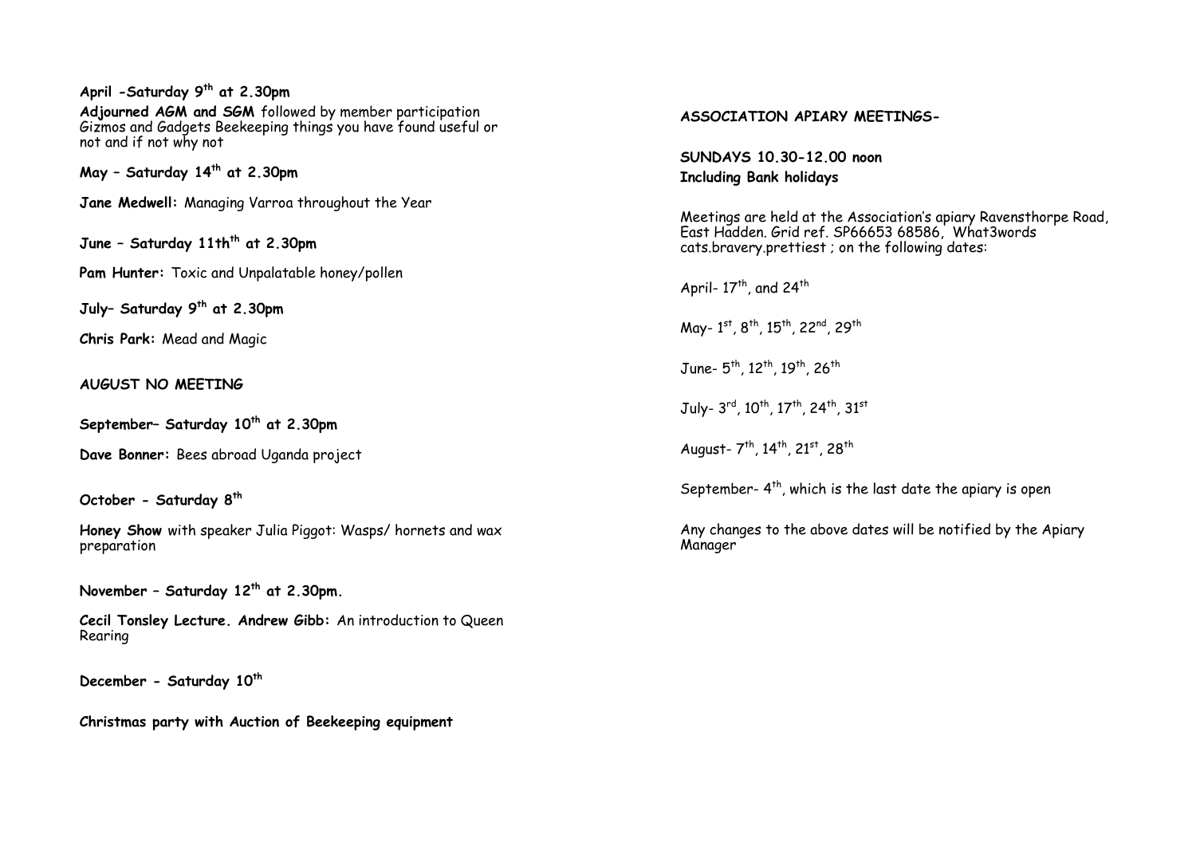**April -Saturday 9th at 2.30pm**

**Adjourned AGM and SGM** followed by member participation Gizmos and Gadgets Beekeeping things you have found useful or not and if not why not

**May – Saturday 14th at 2.30pm**

**Jane Medwell:** Managing Varroa throughout the Year

**June – Saturday 11thth at 2.30pm**

**Pam Hunter:** Toxic and Unpalatable honey/pollen

**July– Saturday 9th at 2.30pm**

**Chris Park:** Mead and Magic

**AUGUST NO MEETING**

**September– Saturday 10th at 2.30pm**

**Dave Bonner:** Bees abroad Uganda project

**October - Saturday 8th**

**Honey Show** with speaker Julia Piggot: Wasps/ hornets and wax preparation

**November – Saturday 12th at 2.30pm.**

**Cecil Tonsley Lecture. Andrew Gibb:** An introduction to Queen Rearing

**December - Saturday 10th**

**Christmas party with Auction of Beekeeping equipment**

**ASSOCIATION APIARY MEETINGS-**

**SUNDAYS 10.30-12.00 noon**
**Including Bank holidays**

Meetings are held at the Association's apiary Ravensthorpe Road, East Hadden. Grid ref. SP66653 68586, What3words cats.bravery.prettiest ; on the following dates:

April- 17th, and 24th

May- 1st, 8th, 15th, 22nd, 29th

June- 5th, 12th, 19th, 26th

July- 3rd, 10th, 17th, 24th, 31st

August- 7th, 14th, 21st, 28th

September- 4th, which is the last date the apiary is open

Any changes to the above dates will be notified by the Apiary Manager